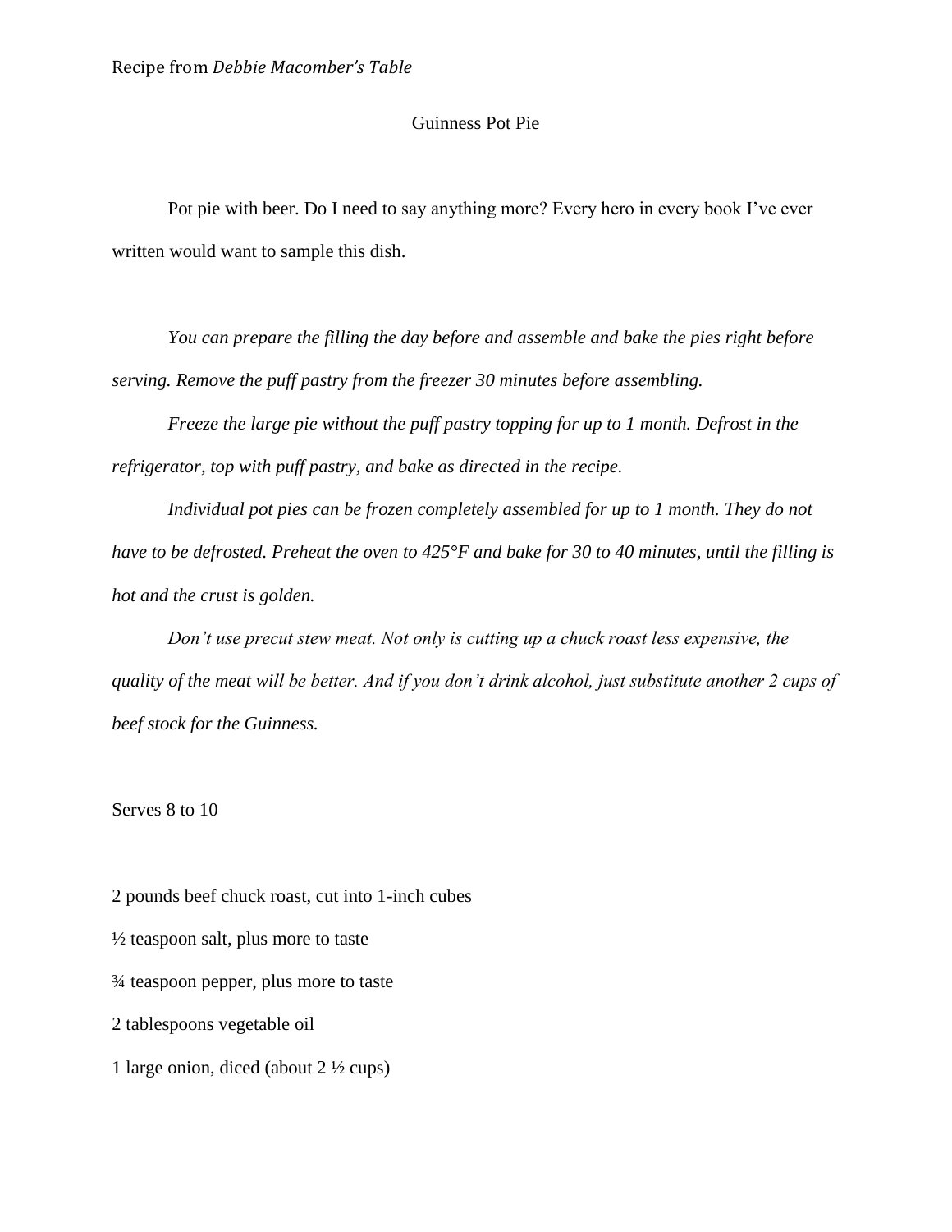Recipe from *Debbie Macomber's Table*

# Guinness Pot Pie

Pot pie with beer. Do I need to say anything more? Every hero in every book I've ever written would want to sample this dish.

*You can prepare the filling the day before and assemble and bake the pies right before serving. Remove the puff pastry from the freezer 30 minutes before assembling.*

*Freeze the large pie without the puff pastry topping for up to 1 month. Defrost in the refrigerator, top with puff pastry, and bake as directed in the recipe.*

*Individual pot pies can be frozen completely assembled for up to 1 month. They do not have to be defrosted. Preheat the oven to 425°F and bake for 30 to 40 minutes, until the filling is hot and the crust is golden.*

*Don't use precut stew meat. Not only is cutting up a chuck roast less expensive, the quality of the meat will be better. And if you don't drink alcohol, just substitute another 2 cups of beef stock for the Guinness.*

Serves 8 to 10

2 pounds beef chuck roast, cut into 1-inch cubes

½ teaspoon salt, plus more to taste

¾ teaspoon pepper, plus more to taste

2 tablespoons vegetable oil

1 large onion, diced (about 2 ½ cups)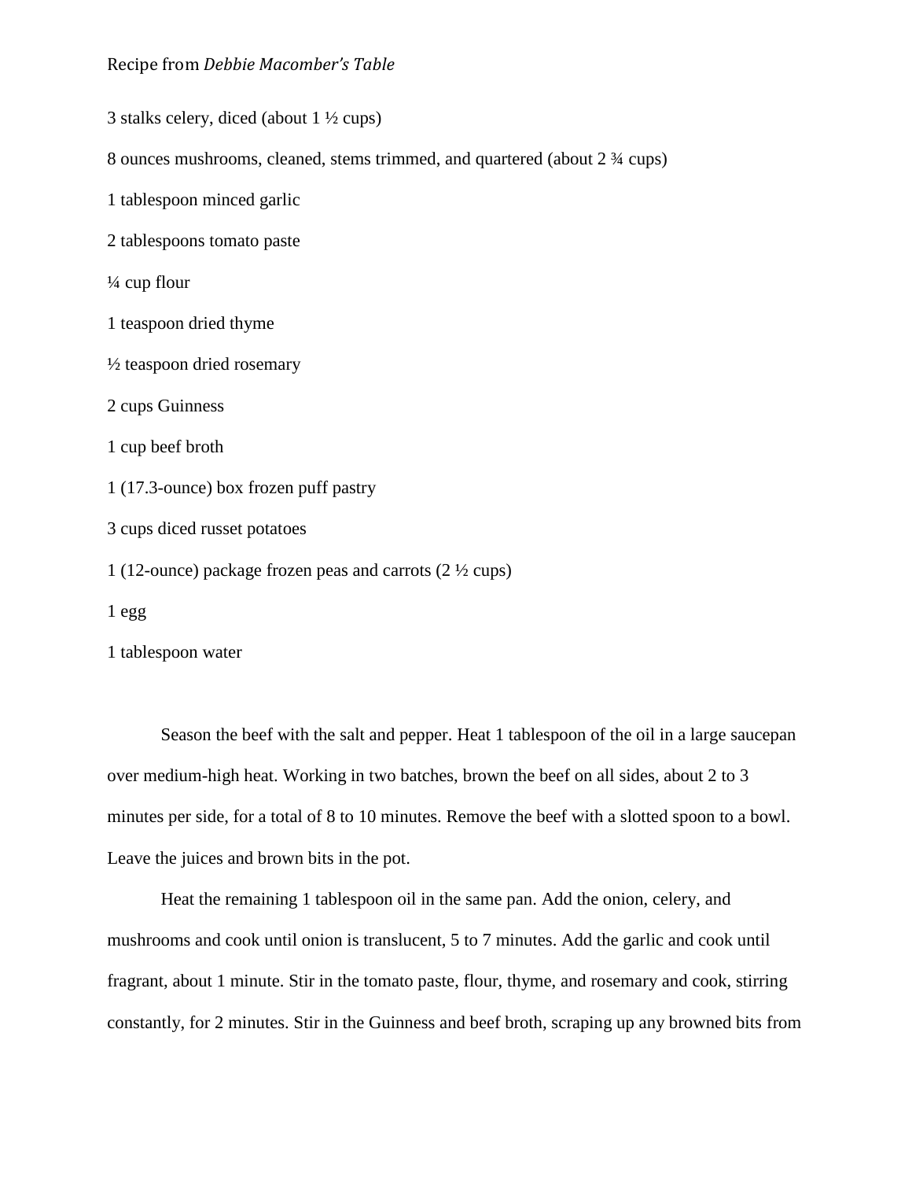3 stalks celery, diced (about 1 ½ cups)

8 ounces mushrooms, cleaned, stems trimmed, and quartered (about 2 ¾ cups)

1 tablespoon minced garlic

2 tablespoons tomato paste

¼ cup flour

1 teaspoon dried thyme

½ teaspoon dried rosemary

2 cups Guinness

1 cup beef broth

1 (17.3-ounce) box frozen puff pastry

3 cups diced russet potatoes

1 (12-ounce) package frozen peas and carrots (2 ½ cups)

1 egg

1 tablespoon water

Season the beef with the salt and pepper. Heat 1 tablespoon of the oil in a large saucepan over medium-high heat. Working in two batches, brown the beef on all sides, about 2 to 3 minutes per side, for a total of 8 to 10 minutes. Remove the beef with a slotted spoon to a bowl. Leave the juices and brown bits in the pot.

Heat the remaining 1 tablespoon oil in the same pan. Add the onion, celery, and mushrooms and cook until onion is translucent, 5 to 7 minutes. Add the garlic and cook until fragrant, about 1 minute. Stir in the tomato paste, flour, thyme, and rosemary and cook, stirring constantly, for 2 minutes. Stir in the Guinness and beef broth, scraping up any browned bits from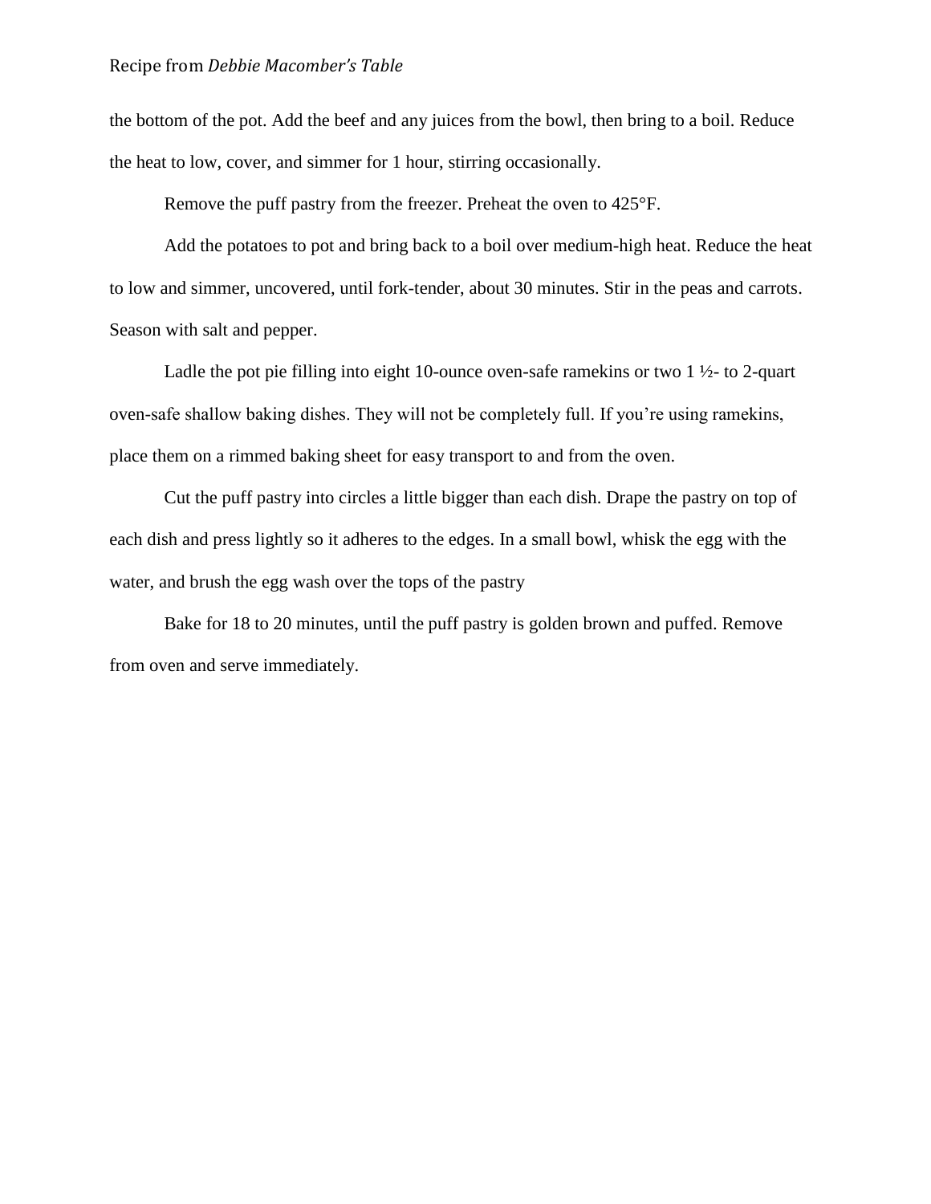the bottom of the pot. Add the beef and any juices from the bowl, then bring to a boil. Reduce the heat to low, cover, and simmer for 1 hour, stirring occasionally.

Remove the puff pastry from the freezer. Preheat the oven to 425°F.

Add the potatoes to pot and bring back to a boil over medium-high heat. Reduce the heat to low and simmer, uncovered, until fork-tender, about 30 minutes. Stir in the peas and carrots. Season with salt and pepper.

Ladle the pot pie filling into eight 10-ounce oven-safe ramekins or two 1 ½- to 2-quart oven-safe shallow baking dishes. They will not be completely full. If you're using ramekins, place them on a rimmed baking sheet for easy transport to and from the oven.

Cut the puff pastry into circles a little bigger than each dish. Drape the pastry on top of each dish and press lightly so it adheres to the edges. In a small bowl, whisk the egg with the water, and brush the egg wash over the tops of the pastry

Bake for 18 to 20 minutes, until the puff pastry is golden brown and puffed. Remove from oven and serve immediately.